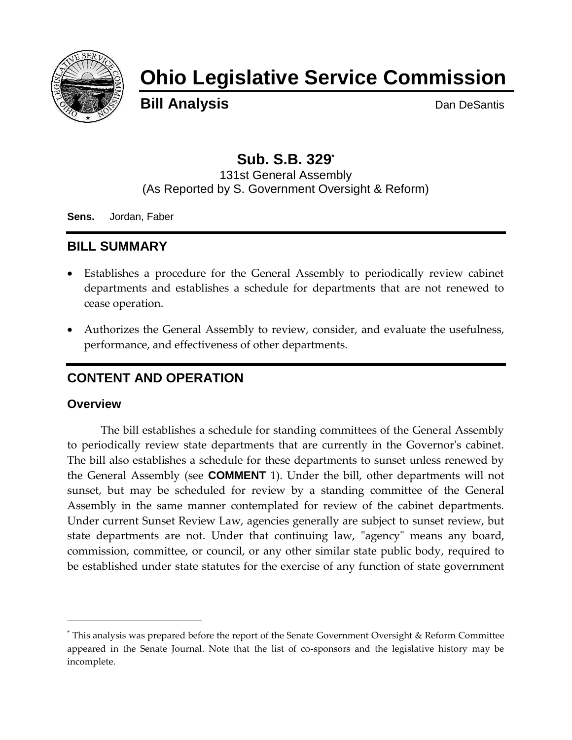# Ohio Legislative Service Commission

**Bill Analysis** Dan DeSantis

## Sub. S.B. 329*

131st General Assembly
(As Reported by S. Government Oversight & Reform)

**Sens.** Jordan, Faber

## BILL SUMMARY

- Establishes a procedure for the General Assembly to periodically review cabinet departments and establishes a schedule for departments that are not renewed to cease operation.
- Authorizes the General Assembly to review, consider, and evaluate the usefulness, performance, and effectiveness of other departments.

## CONTENT AND OPERATION

### Overview

The bill establishes a schedule for standing committees of the General Assembly to periodically review state departments that are currently in the Governor's cabinet. The bill also establishes a schedule for these departments to sunset unless renewed by the General Assembly (see **COMMENT** 1). Under the bill, other departments will not sunset, but may be scheduled for review by a standing committee of the General Assembly in the same manner contemplated for review of the cabinet departments. Under current Sunset Review Law, agencies generally are subject to sunset review, but state departments are not. Under that continuing law, "agency" means any board, commission, committee, or council, or any other similar state public body, required to be established under state statutes for the exercise of any function of state government

---

* This analysis was prepared before the report of the Senate Government Oversight & Reform Committee appeared in the Senate Journal. Note that the list of co-sponsors and the legislative history may be incomplete.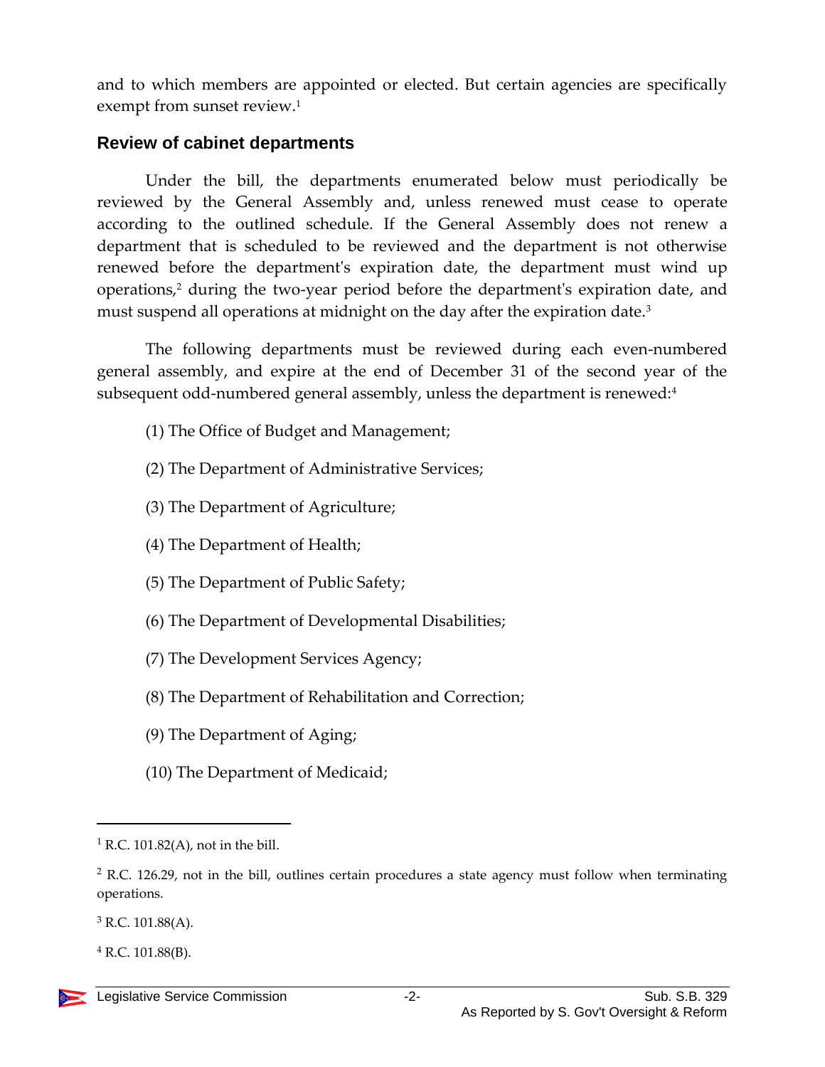and to which members are appointed or elected. But certain agencies are specifically exempt from sunset review.[1]

## Review of cabinet departments

Under the bill, the departments enumerated below must periodically be reviewed by the General Assembly and, unless renewed must cease to operate according to the outlined schedule. If the General Assembly does not renew a department that is scheduled to be reviewed and the department is not otherwise renewed before the department's expiration date, the department must wind up operations,[2] during the two-year period before the department's expiration date, and must suspend all operations at midnight on the day after the expiration date.[3]

The following departments must be reviewed during each even-numbered general assembly, and expire at the end of December 31 of the second year of the subsequent odd-numbered general assembly, unless the department is renewed:[4]

(1) The Office of Budget and Management;

(2) The Department of Administrative Services;

(3) The Department of Agriculture;

(4) The Department of Health;

(5) The Department of Public Safety;

(6) The Department of Developmental Disabilities;

(7) The Development Services Agency;

(8) The Department of Rehabilitation and Correction;

(9) The Department of Aging;

(10) The Department of Medicaid;

---

[1] R.C. 101.82(A), not in the bill.

[2] R.C. 126.29, not in the bill, outlines certain procedures a state agency must follow when terminating operations.

[3] R.C. 101.88(A).

[4] R.C. 101.88(B).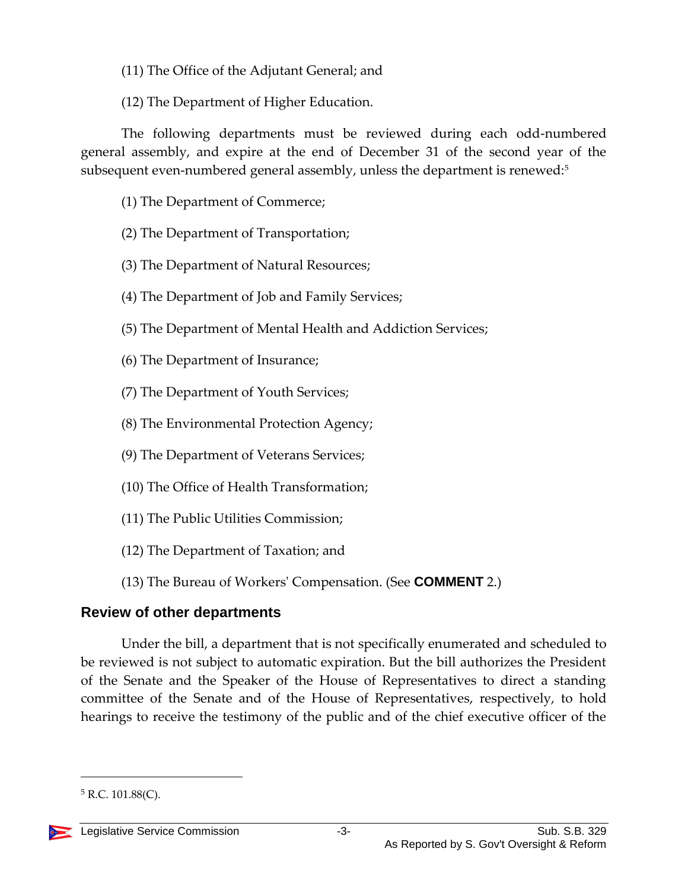(11) The Office of the Adjutant General; and

(12) The Department of Higher Education.

The following departments must be reviewed during each odd-numbered general assembly, and expire at the end of December 31 of the second year of the subsequent even-numbered general assembly, unless the department is renewed:[5]

(1) The Department of Commerce;

(2) The Department of Transportation;

(3) The Department of Natural Resources;

(4) The Department of Job and Family Services;

(5) The Department of Mental Health and Addiction Services;

(6) The Department of Insurance;

(7) The Department of Youth Services;

(8) The Environmental Protection Agency;

(9) The Department of Veterans Services;

(10) The Office of Health Transformation;

(11) The Public Utilities Commission;

(12) The Department of Taxation; and

(13) The Bureau of Workers' Compensation. (See **COMMENT** 2.)

### Review of other departments

Under the bill, a department that is not specifically enumerated and scheduled to be reviewed is not subject to automatic expiration. But the bill authorizes the President of the Senate and the Speaker of the House of Representatives to direct a standing committee of the Senate and of the House of Representatives, respectively, to hold hearings to receive the testimony of the public and of the chief executive officer of the

[5] R.C. 101.88(C).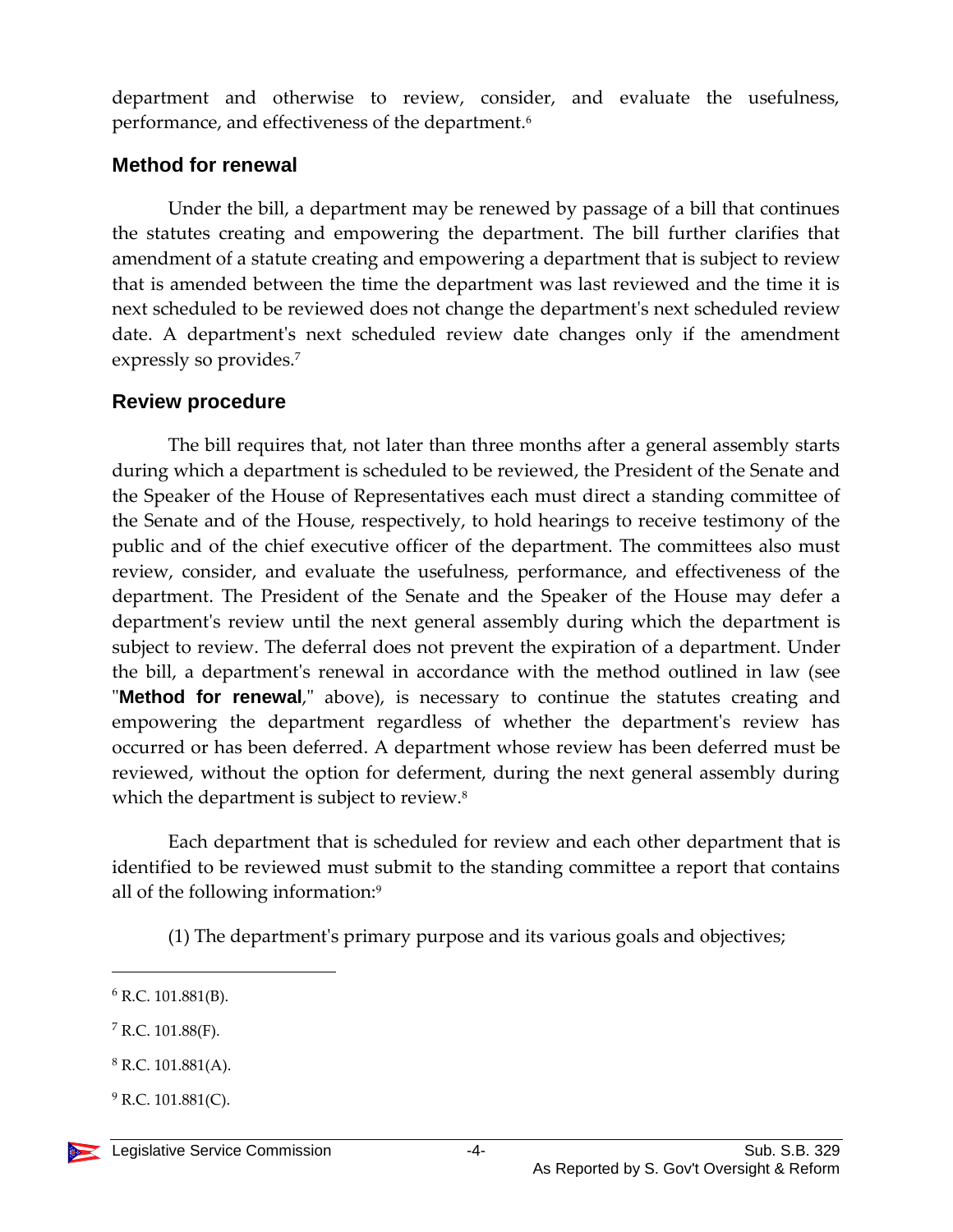department and otherwise to review, consider, and evaluate the usefulness, performance, and effectiveness of the department.[6]

## Method for renewal

Under the bill, a department may be renewed by passage of a bill that continues the statutes creating and empowering the department. The bill further clarifies that amendment of a statute creating and empowering a department that is subject to review that is amended between the time the department was last reviewed and the time it is next scheduled to be reviewed does not change the department's next scheduled review date. A department's next scheduled review date changes only if the amendment expressly so provides.[7]

## Review procedure

The bill requires that, not later than three months after a general assembly starts during which a department is scheduled to be reviewed, the President of the Senate and the Speaker of the House of Representatives each must direct a standing committee of the Senate and of the House, respectively, to hold hearings to receive testimony of the public and of the chief executive officer of the department. The committees also must review, consider, and evaluate the usefulness, performance, and effectiveness of the department. The President of the Senate and the Speaker of the House may defer a department's review until the next general assembly during which the department is subject to review. The deferral does not prevent the expiration of a department. Under the bill, a department's renewal in accordance with the method outlined in law (see "**Method for renewal**," above), is necessary to continue the statutes creating and empowering the department regardless of whether the department's review has occurred or has been deferred. A department whose review has been deferred must be reviewed, without the option for deferment, during the next general assembly during which the department is subject to review.[8]

Each department that is scheduled for review and each other department that is identified to be reviewed must submit to the standing committee a report that contains all of the following information:[9]

(1) The department's primary purpose and its various goals and objectives;

---

[6] R.C. 101.881(B).

[7] R.C. 101.88(F).

[8] R.C. 101.881(A).

[9] R.C. 101.881(C).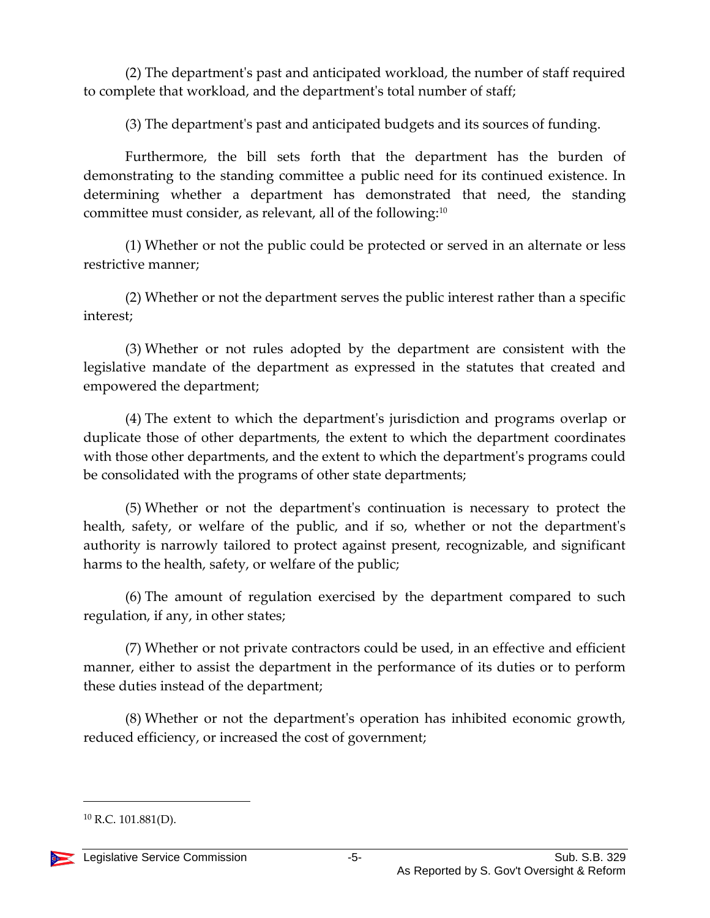(2) The department's past and anticipated workload, the number of staff required to complete that workload, and the department's total number of staff;

(3) The department's past and anticipated budgets and its sources of funding.

Furthermore, the bill sets forth that the department has the burden of demonstrating to the standing committee a public need for its continued existence. In determining whether a department has demonstrated that need, the standing committee must consider, as relevant, all of the following:[10]

(1) Whether or not the public could be protected or served in an alternate or less restrictive manner;

(2) Whether or not the department serves the public interest rather than a specific interest;

(3) Whether or not rules adopted by the department are consistent with the legislative mandate of the department as expressed in the statutes that created and empowered the department;

(4) The extent to which the department's jurisdiction and programs overlap or duplicate those of other departments, the extent to which the department coordinates with those other departments, and the extent to which the department's programs could be consolidated with the programs of other state departments;

(5) Whether or not the department's continuation is necessary to protect the health, safety, or welfare of the public, and if so, whether or not the department's authority is narrowly tailored to protect against present, recognizable, and significant harms to the health, safety, or welfare of the public;

(6) The amount of regulation exercised by the department compared to such regulation, if any, in other states;

(7) Whether or not private contractors could be used, in an effective and efficient manner, either to assist the department in the performance of its duties or to perform these duties instead of the department;

(8) Whether or not the department's operation has inhibited economic growth, reduced efficiency, or increased the cost of government;

---

[10] R.C. 101.881(D).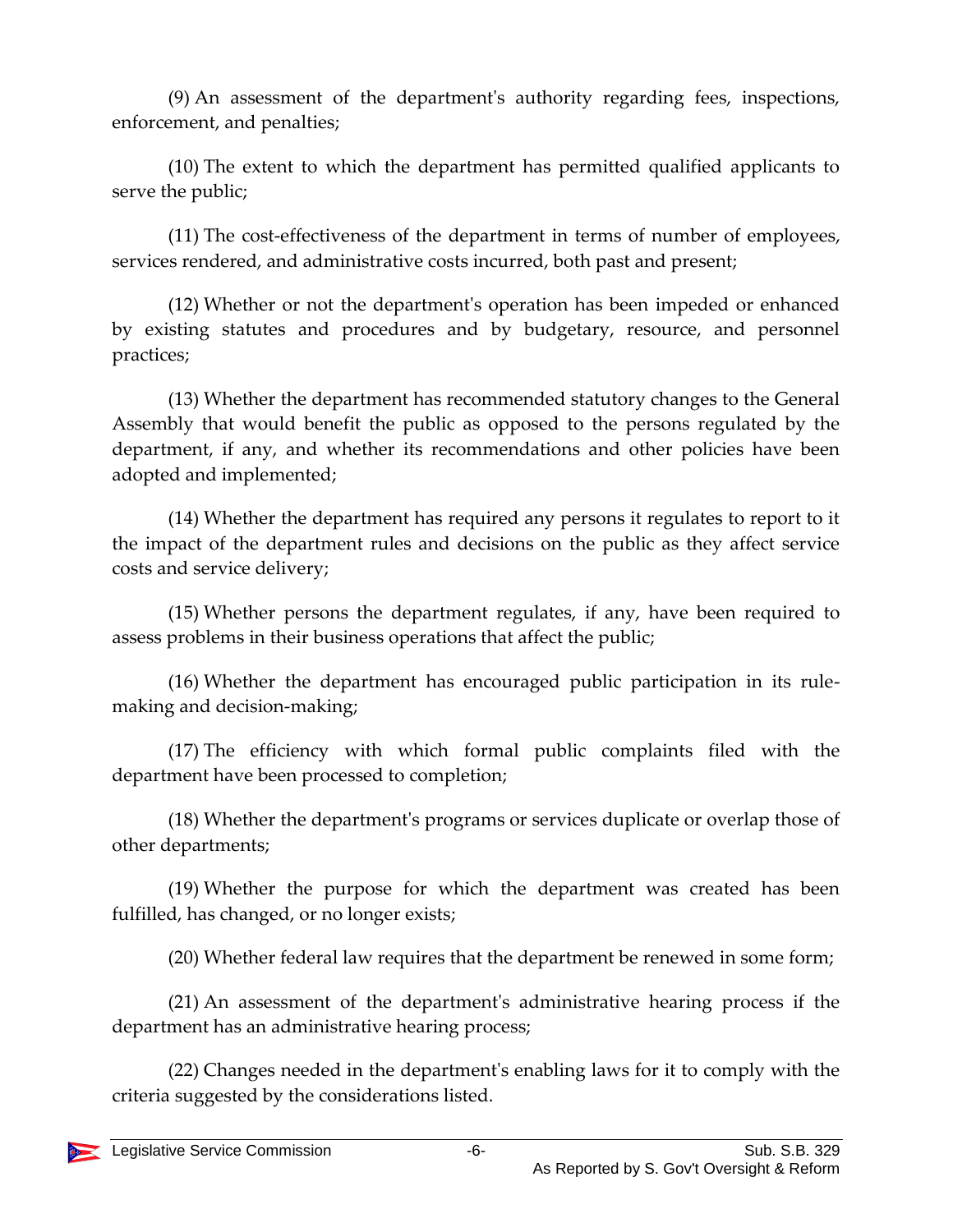(9) An assessment of the department's authority regarding fees, inspections, enforcement, and penalties;

(10) The extent to which the department has permitted qualified applicants to serve the public;

(11) The cost-effectiveness of the department in terms of number of employees, services rendered, and administrative costs incurred, both past and present;

(12) Whether or not the department's operation has been impeded or enhanced by existing statutes and procedures and by budgetary, resource, and personnel practices;

(13) Whether the department has recommended statutory changes to the General Assembly that would benefit the public as opposed to the persons regulated by the department, if any, and whether its recommendations and other policies have been adopted and implemented;

(14) Whether the department has required any persons it regulates to report to it the impact of the department rules and decisions on the public as they affect service costs and service delivery;

(15) Whether persons the department regulates, if any, have been required to assess problems in their business operations that affect the public;

(16) Whether the department has encouraged public participation in its rule-making and decision-making;

(17) The efficiency with which formal public complaints filed with the department have been processed to completion;

(18) Whether the department's programs or services duplicate or overlap those of other departments;

(19) Whether the purpose for which the department was created has been fulfilled, has changed, or no longer exists;

(20) Whether federal law requires that the department be renewed in some form;

(21) An assessment of the department's administrative hearing process if the department has an administrative hearing process;

(22) Changes needed in the department's enabling laws for it to comply with the criteria suggested by the considerations listed.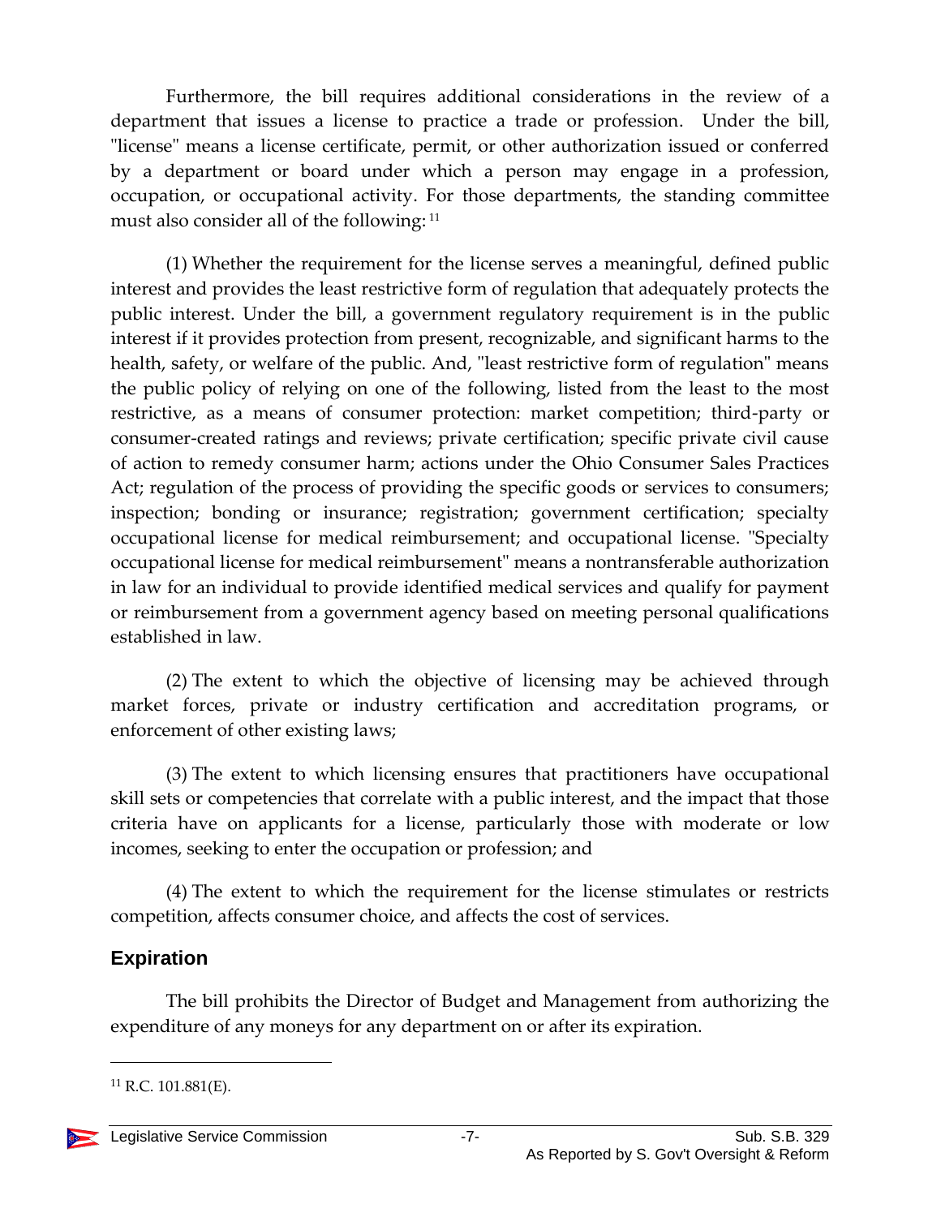Furthermore, the bill requires additional considerations in the review of a department that issues a license to practice a trade or profession. Under the bill, "license" means a license certificate, permit, or other authorization issued or conferred by a department or board under which a person may engage in a profession, occupation, or occupational activity. For those departments, the standing committee must also consider all of the following: [11]

(1) Whether the requirement for the license serves a meaningful, defined public interest and provides the least restrictive form of regulation that adequately protects the public interest. Under the bill, a government regulatory requirement is in the public interest if it provides protection from present, recognizable, and significant harms to the health, safety, or welfare of the public. And, "least restrictive form of regulation" means the public policy of relying on one of the following, listed from the least to the most restrictive, as a means of consumer protection: market competition; third-party or consumer-created ratings and reviews; private certification; specific private civil cause of action to remedy consumer harm; actions under the Ohio Consumer Sales Practices Act; regulation of the process of providing the specific goods or services to consumers; inspection; bonding or insurance; registration; government certification; specialty occupational license for medical reimbursement; and occupational license. "Specialty occupational license for medical reimbursement" means a nontransferable authorization in law for an individual to provide identified medical services and qualify for payment or reimbursement from a government agency based on meeting personal qualifications established in law.

(2) The extent to which the objective of licensing may be achieved through market forces, private or industry certification and accreditation programs, or enforcement of other existing laws;

(3) The extent to which licensing ensures that practitioners have occupational skill sets or competencies that correlate with a public interest, and the impact that those criteria have on applicants for a license, particularly those with moderate or low incomes, seeking to enter the occupation or profession; and

(4) The extent to which the requirement for the license stimulates or restricts competition, affects consumer choice, and affects the cost of services.

## Expiration

The bill prohibits the Director of Budget and Management from authorizing the expenditure of any moneys for any department on or after its expiration.

---

[11] R.C. 101.881(E).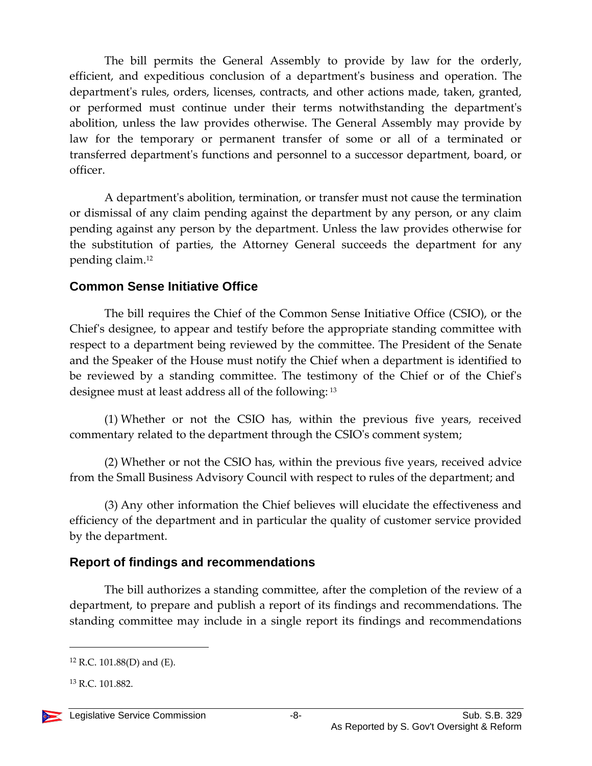The bill permits the General Assembly to provide by law for the orderly, efficient, and expeditious conclusion of a department's business and operation. The department's rules, orders, licenses, contracts, and other actions made, taken, granted, or performed must continue under their terms notwithstanding the department's abolition, unless the law provides otherwise. The General Assembly may provide by law for the temporary or permanent transfer of some or all of a terminated or transferred department's functions and personnel to a successor department, board, or officer.

A department's abolition, termination, or transfer must not cause the termination or dismissal of any claim pending against the department by any person, or any claim pending against any person by the department. Unless the law provides otherwise for the substitution of parties, the Attorney General succeeds the department for any pending claim.[12]

## Common Sense Initiative Office

The bill requires the Chief of the Common Sense Initiative Office (CSIO), or the Chief's designee, to appear and testify before the appropriate standing committee with respect to a department being reviewed by the committee. The President of the Senate and the Speaker of the House must notify the Chief when a department is identified to be reviewed by a standing committee. The testimony of the Chief or of the Chief's designee must at least address all of the following:[13]

(1) Whether or not the CSIO has, within the previous five years, received commentary related to the department through the CSIO's comment system;

(2) Whether or not the CSIO has, within the previous five years, received advice from the Small Business Advisory Council with respect to rules of the department; and

(3) Any other information the Chief believes will elucidate the effectiveness and efficiency of the department and in particular the quality of customer service provided by the department.

## Report of findings and recommendations

The bill authorizes a standing committee, after the completion of the review of a department, to prepare and publish a report of its findings and recommendations. The standing committee may include in a single report its findings and recommendations

---

[12] R.C. 101.88(D) and (E).

[13] R.C. 101.882.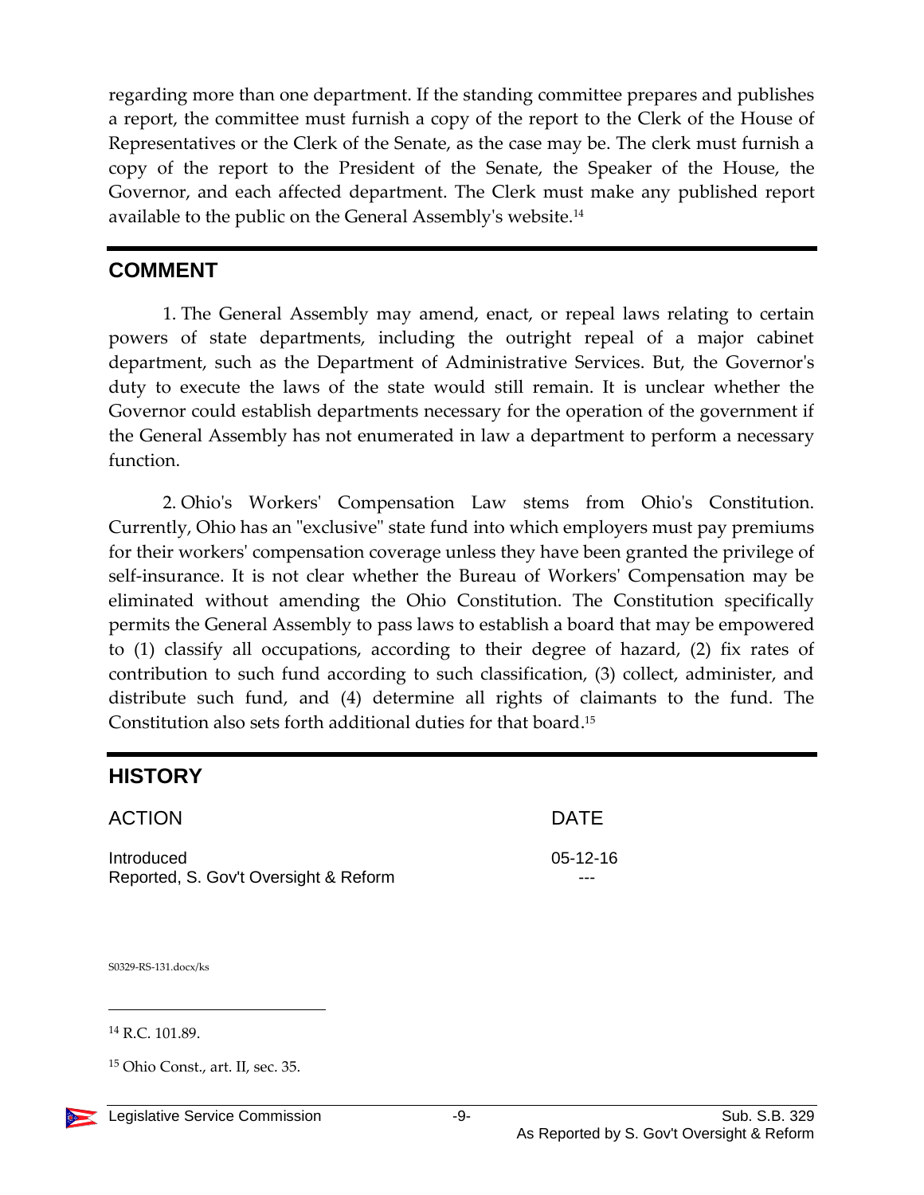regarding more than one department. If the standing committee prepares and publishes a report, the committee must furnish a copy of the report to the Clerk of the House of Representatives or the Clerk of the Senate, as the case may be. The clerk must furnish a copy of the report to the President of the Senate, the Speaker of the House, the Governor, and each affected department. The Clerk must make any published report available to the public on the General Assembly's website.[14]

## COMMENT

1. The General Assembly may amend, enact, or repeal laws relating to certain powers of state departments, including the outright repeal of a major cabinet department, such as the Department of Administrative Services. But, the Governor's duty to execute the laws of the state would still remain. It is unclear whether the Governor could establish departments necessary for the operation of the government if the General Assembly has not enumerated in law a department to perform a necessary function.

2. Ohio's Workers' Compensation Law stems from Ohio's Constitution. Currently, Ohio has an "exclusive" state fund into which employers must pay premiums for their workers' compensation coverage unless they have been granted the privilege of self-insurance. It is not clear whether the Bureau of Workers' Compensation may be eliminated without amending the Ohio Constitution. The Constitution specifically permits the General Assembly to pass laws to establish a board that may be empowered to (1) classify all occupations, according to their degree of hazard, (2) fix rates of contribution to such fund according to such classification, (3) collect, administer, and distribute such fund, and (4) determine all rights of claimants to the fund. The Constitution also sets forth additional duties for that board.[15]

## HISTORY

| ACTION | DATE |
| --- | --- |
| Introduced | 05-12-16 |
| Reported, S. Gov't Oversight & Reform | --- |

S0329-RS-131.docx/ks

[14] R.C. 101.89.

[15] Ohio Const., art. II, sec. 35.